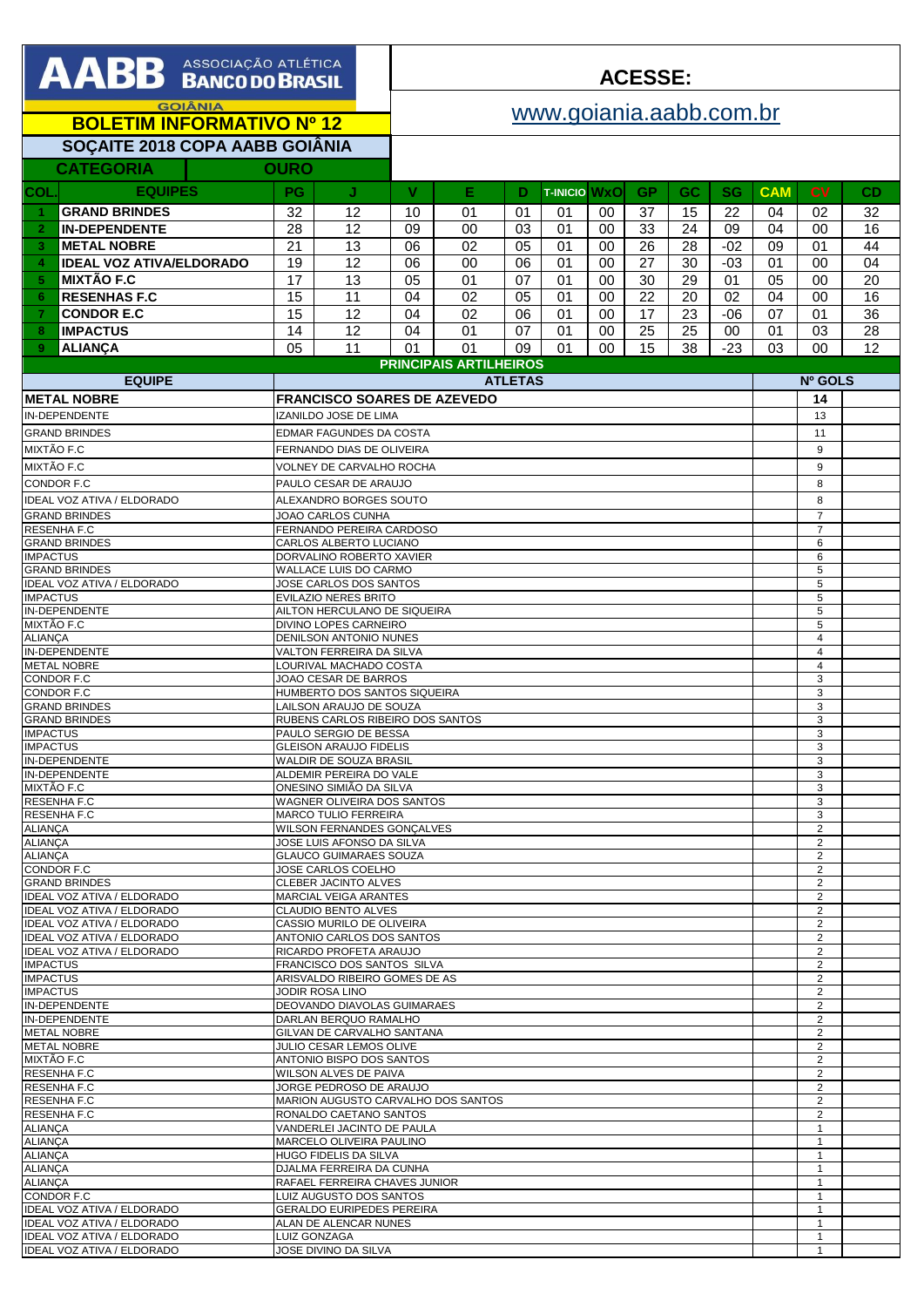**AABB ASSOCIAÇÃO ATLÉTICA BANCO DO BRASIL**

GOIÂNIA

## BOLETIM INFORMATIVO Nº 12

**ACESSE:**

www.goiania.aabb.com.br

### SOÇAITE 2018 COPA AABB GOIÂNIA

**CATEGORIA** **OURO**

| COL. | EQUIPES | PG | J | V | E | D | T-INICIO | WxO | GP | GC | SG | CAM | CV | CD |
|---|---|---|---|---|---|---|---|---|---|---|---|---|---|---|
| 1 | GRAND BRINDES | 32 | 12 | 10 | 01 | 01 | 01 | 00 | 37 | 15 | 22 | 04 | 02 | 32 |
| 2 | IN-DEPENDENTE | 28 | 12 | 09 | 00 | 03 | 01 | 00 | 33 | 24 | 09 | 04 | 00 | 16 |
| 3 | METAL NOBRE | 21 | 13 | 06 | 02 | 05 | 01 | 00 | 26 | 28 | -02 | 09 | 01 | 44 |
| 4 | IDEAL VOZ ATIVA/ELDORADO | 19 | 12 | 06 | 00 | 06 | 01 | 00 | 27 | 30 | -03 | 01 | 00 | 04 |
| 5 | MIXTÃO F.C | 17 | 13 | 05 | 01 | 07 | 01 | 00 | 30 | 29 | 01 | 05 | 00 | 20 |
| 6 | RESENHAS F.C | 15 | 11 | 04 | 02 | 05 | 01 | 00 | 22 | 20 | 02 | 04 | 00 | 16 |
| 7 | CONDOR E.C | 15 | 12 | 04 | 02 | 06 | 01 | 00 | 17 | 23 | -06 | 07 | 01 | 36 |
| 8 | IMPACTUS | 14 | 12 | 04 | 01 | 07 | 01 | 00 | 25 | 25 | 00 | 01 | 03 | 28 |
| 9 | ALIANÇA | 05 | 11 | 01 | 01 | 09 | 01 | 00 | 15 | 38 | -23 | 03 | 00 | 12 |

### PRINCIPAIS ARTILHEIROS

| EQUIPE | ATLETAS | Nº GOLS |
|---|---|---|
| **METAL NOBRE** | **FRANCISCO SOARES DE AZEVEDO** | **14** |
| IN-DEPENDENTE | IZANILDO JOSE DE LIMA | 13 |
| GRAND BRINDES | EDMAR FAGUNDES DA COSTA | 11 |
| MIXTÃO F.C | FERNANDO DIAS DE OLIVEIRA | 9 |
| MIXTÃO F.C | VOLNEY DE CARVALHO ROCHA | 9 |
| CONDOR F.C | PAULO CESAR DE ARAUJO | 8 |
| IDEAL VOZ ATIVA / ELDORADO | ALEXANDRO BORGES SOUTO | 8 |
| GRAND BRINDES | JOAO CARLOS CUNHA | 7 |
| RESENHA F.C | FERNANDO PEREIRA CARDOSO | 7 |
| GRAND BRINDES | CARLOS ALBERTO LUCIANO | 6 |
| IMPACTUS | DORVALINO ROBERTO XAVIER | 6 |
| GRAND BRINDES | WALLACE LUIS DO CARMO | 5 |
| IDEAL VOZ ATIVA / ELDORADO | JOSE CARLOS DOS SANTOS | 5 |
| IMPACTUS | EVILAZIO NERES BRITO | 5 |
| IN-DEPENDENTE | AILTON HERCULANO DE SIQUEIRA | 5 |
| MIXTÃO F.C | DIVINO LOPES CARNEIRO | 5 |
| ALIANÇA | DENILSON ANTONIO NUNES | 4 |
| IN-DEPENDENTE | VALTON FERREIRA DA SILVA | 4 |
| METAL NOBRE | LOURIVAL MACHADO COSTA | 4 |
| CONDOR F.C | JOAO CESAR DE BARROS | 3 |
| CONDOR F.C | HUMBERTO DOS SANTOS SIQUEIRA | 3 |
| GRAND BRINDES | LAILSON ARAUJO DE SOUZA | 3 |
| GRAND BRINDES | RUBENS CARLOS RIBEIRO DOS SANTOS | 3 |
| IMPACTUS | PAULO SERGIO DE BESSA | 3 |
| IMPACTUS | GLEISON ARAUJO FIDELIS | 3 |
| IN-DEPENDENTE | WALDIR DE SOUZA BRASIL | 3 |
| IN-DEPENDENTE | ALDEMIR PEREIRA DO VALE | 3 |
| MIXTÃO F.C | ONESINO SIMIÃO DA SILVA | 3 |
| RESENHA F.C | WAGNER OLIVEIRA DOS SANTOS | 3 |
| RESENHA F.C | MARCO TULIO FERREIRA | 3 |
| ALIANÇA | WILSON FERNANDES GONÇALVES | 2 |
| ALIANÇA | JOSE LUIS AFONSO DA SILVA | 2 |
| ALIANÇA | GLAUCO GUIMARAES SOUZA | 2 |
| CONDOR F.C | JOSE CARLOS COELHO | 2 |
| GRAND BRINDES | CLEBER JACINTO ALVES | 2 |
| IDEAL VOZ ATIVA / ELDORADO | MARCIAL VEIGA ARANTES | 2 |
| IDEAL VOZ ATIVA / ELDORADO | CLAUDIO BENTO ALVES | 2 |
| IDEAL VOZ ATIVA / ELDORADO | CASSIO MURILO DE OLIVEIRA | 2 |
| IDEAL VOZ ATIVA / ELDORADO | ANTONIO CARLOS DOS SANTOS | 2 |
| IDEAL VOZ ATIVA / ELDORADO | RICARDO PROFETA ARAUJO | 2 |
| IMPACTUS | FRANCISCO DOS SANTOS SILVA | 2 |
| IMPACTUS | ARISVALDO RIBEIRO GOMES DE AS | 2 |
| IMPACTUS | JODIR ROSA LINO | 2 |
| IN-DEPENDENTE | DEOVANDO DIAVOLAS GUIMARAES | 2 |
| IN-DEPENDENTE | DARLAN BERQUO RAMALHO | 2 |
| METAL NOBRE | GILVAN DE CARVALHO SANTANA | 2 |
| METAL NOBRE | JULIO CESAR LEMOS OLIVE | 2 |
| MIXTÃO F.C | ANTONIO BISPO DOS SANTOS | 2 |
| RESENHA F.C | WILSON ALVES DE PAIVA | 2 |
| RESENHA F.C | JORGE PEDROSO DE ARAUJO | 2 |
| RESENHA F.C | MARION AUGUSTO CARVALHO DOS SANTOS | 2 |
| RESENHA F.C | RONALDO CAETANO SANTOS | 2 |
| ALIANÇA | VANDERLEI JACINTO DE PAULA | 1 |
| ALIANÇA | MARCELO OLIVEIRA PAULINO | 1 |
| ALIANÇA | HUGO FIDELIS DA SILVA | 1 |
| ALIANÇA | DJALMA FERREIRA DA CUNHA | 1 |
| ALIANÇA | RAFAEL FERREIRA CHAVES JUNIOR | 1 |
| CONDOR F.C | LUIZ AUGUSTO DOS SANTOS | 1 |
| IDEAL VOZ ATIVA / ELDORADO | GERALDO EURIPEDES PEREIRA | 1 |
| IDEAL VOZ ATIVA / ELDORADO | ALAN DE ALENCAR NUNES | 1 |
| IDEAL VOZ ATIVA / ELDORADO | LUIZ GONZAGA | 1 |
| IDEAL VOZ ATIVA / ELDORADO | JOSE DIVINO DA SILVA | 1 |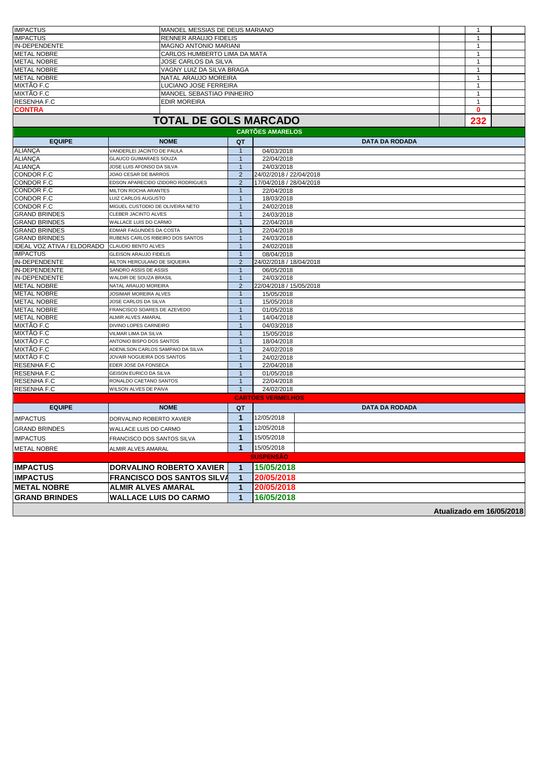| | | | |
|---|---|---|---|
| IMPACTUS | MANOEL MESSIAS DE DEUS MARIANO | 1 | |
| IMPACTUS | RENNER ARAUJO FIDELIS | 1 | |
| IN-DEPENDENTE | MAGNO ANTONIO MARIANI | 1 | |
| METAL NOBRE | CARLOS HUMBERTO LIMA DA MATA | 1 | |
| METAL NOBRE | JOSE CARLOS DA SILVA | 1 | |
| METAL NOBRE | VAGNY LUIZ DA SILVA BRAGA | 1 | |
| METAL NOBRE | NATAL ARAUJO MOREIRA | 1 | |
| MIXTÃO F.C | LUCIANO JOSE FERREIRA | 1 | |
| MIXTÃO F.C | MANOEL SEBASTIAO PINHEIRO | 1 | |
| RESENHA F.C | EDIR MOREIRA | 1 | |
| **CONTRA** | | **0** | |
| **TOTAL DE GOLS MARCADO** | | **232** | |

## CARTÕES AMARELOS

| EQUIPE | NOME | QT | DATA DA RODADA |
|---|---|---|---|
| ALIANÇA | VANDERLEI JACINTO DE PAULA | 1 | 04/03/2018 |
| ALIANÇA | GLAUCO GUIMARAES SOUZA | 1 | 22/04/2018 |
| ALIANÇA | JOSE LUIS AFONSO DA SILVA | 1 | 24/03/2018 |
| CONDOR F.C | JOAO CESAR DE BARROS | 2 | 24/02/2018 / 22/04/2018 |
| CONDOR F.C | EDSON APARECIDO IZIDORO RODRIGUES | 2 | 17/04/2018 / 28/04/2018 |
| CONDOR F.C | MILTON ROCHA ARANTES | 1 | 22/04/2018 |
| CONDOR F.C | LUIZ CARLOS AUGUSTO | 1 | 18/03/2018 |
| CONDOR F.C | MIGUEL CUSTODIO DE OLIVEIRA NETO | 1 | 24/02/2018 |
| GRAND BRINDES | CLEBER JACINTO ALVES | 1 | 24/03/2018 |
| GRAND BRINDES | WALLACE LUIS DO CARMO | 1 | 22/04/2018 |
| GRAND BRINDES | EDMAR FAGUNDES DA COSTA | 1 | 22/04/2018 |
| GRAND BRINDES | RUBENS CARLOS RIBEIRO DOS SANTOS | 1 | 24/03/2018 |
| IDEAL VOZ ATIVA / ELDORADO | CLAUDIO BENTO ALVES | 1 | 24/02/2018 |
| IMPACTUS | GLEISON ARAUJO FIDELIS | 1 | 08/04/2018 |
| IN-DEPENDENTE | AILTON HERCULANO DE SIQUEIRA | 2 | 24/02/2018 / 18/04/2018 |
| IN-DEPENDENTE | SANDRO ASSIS DE ASSIS | 1 | 06/05/2018 |
| IN-DEPENDENTE | WALDIR DE SOUZA BRASIL | 1 | 24/03/2018 |
| METAL NOBRE | NATAL ARAUJO MOREIRA | 2 | 22/04/2018 / 15/05/2018 |
| METAL NOBRE | JOSIMAR MOREIRA ALVES | 1 | 15/05/2018 |
| METAL NOBRE | JOSE CARLOS DA SILVA | 1 | 15/05/2018 |
| METAL NOBRE | FRANCISCO SOARES DE AZEVEDO | 1 | 01/05/2018 |
| METAL NOBRE | ALMIR ALVES AMARAL | 1 | 14/04/2018 |
| MIXTÃO F.C | DIVINO LOPES CARNEIRO | 1 | 04/03/2018 |
| MIXTÃO F.C | VILMAR LIMA DA SILVA | 1 | 15/05/2018 |
| MIXTÃO F.C | ANTONIO BISPO DOS SANTOS | 1 | 18/04/2018 |
| MIXTÃO F.C | ADENILSON CARLOS SAMPAIO DA SILVA | 1 | 24/02/2018 |
| MIXTÃO F.C | JOVAIR NOGUEIRA DOS SANTOS | 1 | 24/02/2018 |
| RESENHA F.C | EDER JOSE DA FONSECA | 1 | 22/04/2018 |
| RESENHA F.C | GEISON EURICO DA SILVA | 1 | 01/05/2018 |
| RESENHA F.C | RONALDO CAETANO SANTOS | 1 | 22/04/2018 |
| RESENHA F.C | WILSON ALVES DE PAIVA | 1 | 24/02/2018 |

## CARTÕES VERMELHOS

| EQUIPE | NOME | QT | DATA DA RODADA |
|---|---|---|---|
| IMPACTUS | DORVALINO ROBERTO XAVIER | 1 | 12/05/2018 |
| GRAND BRINDES | WALLACE LUIS DO CARMO | 1 | 12/05/2018 |
| IMPACTUS | FRANCISCO DOS SANTOS SILVA | 1 | 15/05/2018 |
| METAL NOBRE | ALMIR ALVES AMARAL | 1 | 15/05/2018 |

## SUSPENSÃO

| | | | |
|---|---|---|---|
| **IMPACTUS** | **DORVALINO ROBERTO XAVIER** | **1** | **15/05/2018** |
| **IMPACTUS** | **FRANCISCO DOS SANTOS SILVA** | **1** | **20/05/2018** |
| **METAL NOBRE** | **ALMIR ALVES AMARAL** | **1** | **20/05/2018** |
| **GRAND BRINDES** | **WALLACE LUIS DO CARMO** | **1** | **16/05/2018** |

**Atualizado em 16/05/2018**